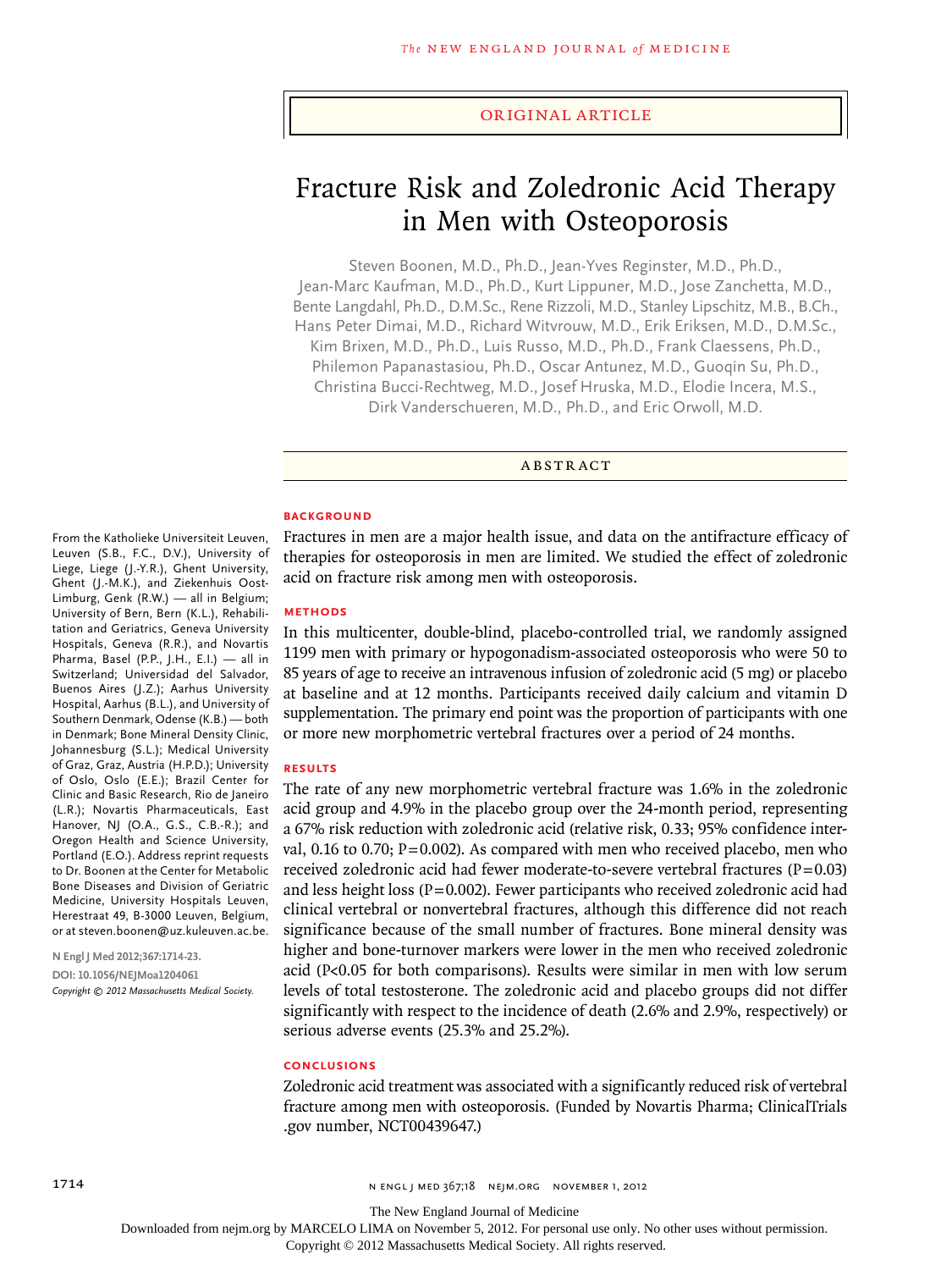ORIGINAL ARTICLE

# Fracture Risk and Zoledronic Acid Therapy in Men with Osteoporosis

Steven Boonen, M.D., Ph.D., Jean-Yves Reginster, M.D., Ph.D., Jean-Marc Kaufman, M.D., Ph.D., Kurt Lippuner, M.D., Jose Zanchetta, M.D., Bente Langdahl, Ph.D., D.M.Sc., Rene Rizzoli, M.D., Stanley Lipschitz, M.B., B.Ch., Hans Peter Dimai, M.D., Richard Witvrouw, M.D., Erik Eriksen, M.D., D.M.Sc., Kim Brixen, M.D., Ph.D., Luis Russo, M.D., Ph.D., Frank Claessens, Ph.D., Philemon Papanastasiou, Ph.D., Oscar Antunez, M.D., Guoqin Su, Ph.D., Christina Bucci-Rechtweg, M.D., Josef Hruska, M.D., Elodie Incera, M.S., Dirk Vanderschueren, M.D., Ph.D., and Eric Orwoll, M.D.

## ABSTRACT

### BACKGROUND

Fractures in men are a major health issue, and data on the antifracture efficacy of therapies for osteoporosis in men are limited. We studied the effect of zoledronic acid on fracture risk among men with osteoporosis.

### METHODS

In this multicenter, double-blind, placebo-controlled trial, we randomly assigned 1199 men with primary or hypogonadism-associated osteoporosis who were 50 to 85 years of age to receive an intravenous infusion of zoledronic acid (5 mg) or placebo at baseline and at 12 months. Participants received daily calcium and vitamin D supplementation. The primary end point was the proportion of participants with one or more new morphometric vertebral fractures over a period of 24 months.

### RESULTS

The rate of any new morphometric vertebral fracture was 1.6% in the zoledronic acid group and 4.9% in the placebo group over the 24-month period, representing a 67% risk reduction with zoledronic acid (relative risk, 0.33; 95% confidence interval, 0.16 to 0.70; P=0.002). As compared with men who received placebo, men who received zoledronic acid had fewer moderate-to-severe vertebral fractures (P=0.03) and less height loss (P=0.002). Fewer participants who received zoledronic acid had clinical vertebral or nonvertebral fractures, although this difference did not reach significance because of the small number of fractures. Bone mineral density was higher and bone-turnover markers were lower in the men who received zoledronic acid (P<0.05 for both comparisons). Results were similar in men with low serum levels of total testosterone. The zoledronic acid and placebo groups did not differ significantly with respect to the incidence of death (2.6% and 2.9%, respectively) or serious adverse events (25.3% and 25.2%).

### CONCLUSIONS

Zoledronic acid treatment was associated with a significantly reduced risk of vertebral fracture among men with osteoporosis. (Funded by Novartis Pharma; ClinicalTrials.gov number, NCT00439647.)

From the Katholieke Universiteit Leuven, Leuven (S.B., F.C., D.V.), University of Liege, Liege (J.-Y.R.), Ghent University, Ghent (J.-M.K.), and Ziekenhuis Oost-Limburg, Genk (R.W.) — all in Belgium; University of Bern, Bern (K.L.), Rehabilitation and Geriatrics, Geneva University Hospitals, Geneva (R.R.), and Novartis Pharma, Basel (P.P., J.H., E.I.) — all in Switzerland; Universidad del Salvador, Buenos Aires (J.Z.); Aarhus University Hospital, Aarhus (B.L.), and University of Southern Denmark, Odense (K.B.) — both in Denmark; Bone Mineral Density Clinic, Johannesburg (S.L.); Medical University of Graz, Graz, Austria (H.P.D.); University of Oslo, Oslo (E.E.); Brazil Center for Clinic and Basic Research, Rio de Janeiro (L.R.); Novartis Pharmaceuticals, East Hanover, NJ (O.A., G.S., C.B.-R.); and Oregon Health and Science University, Portland (E.O.). Address reprint requests to Dr. Boonen at the Center for Metabolic Bone Diseases and Division of Geriatric Medicine, University Hospitals Leuven, Herestraat 49, B-3000 Leuven, Belgium, or at steven.boonen@uz.kuleuven.ac.be.

N Engl J Med 2012;367:1714-23.
DOI: 10.1056/NEJMoa1204061
Copyright © 2012 Massachusetts Medical Society.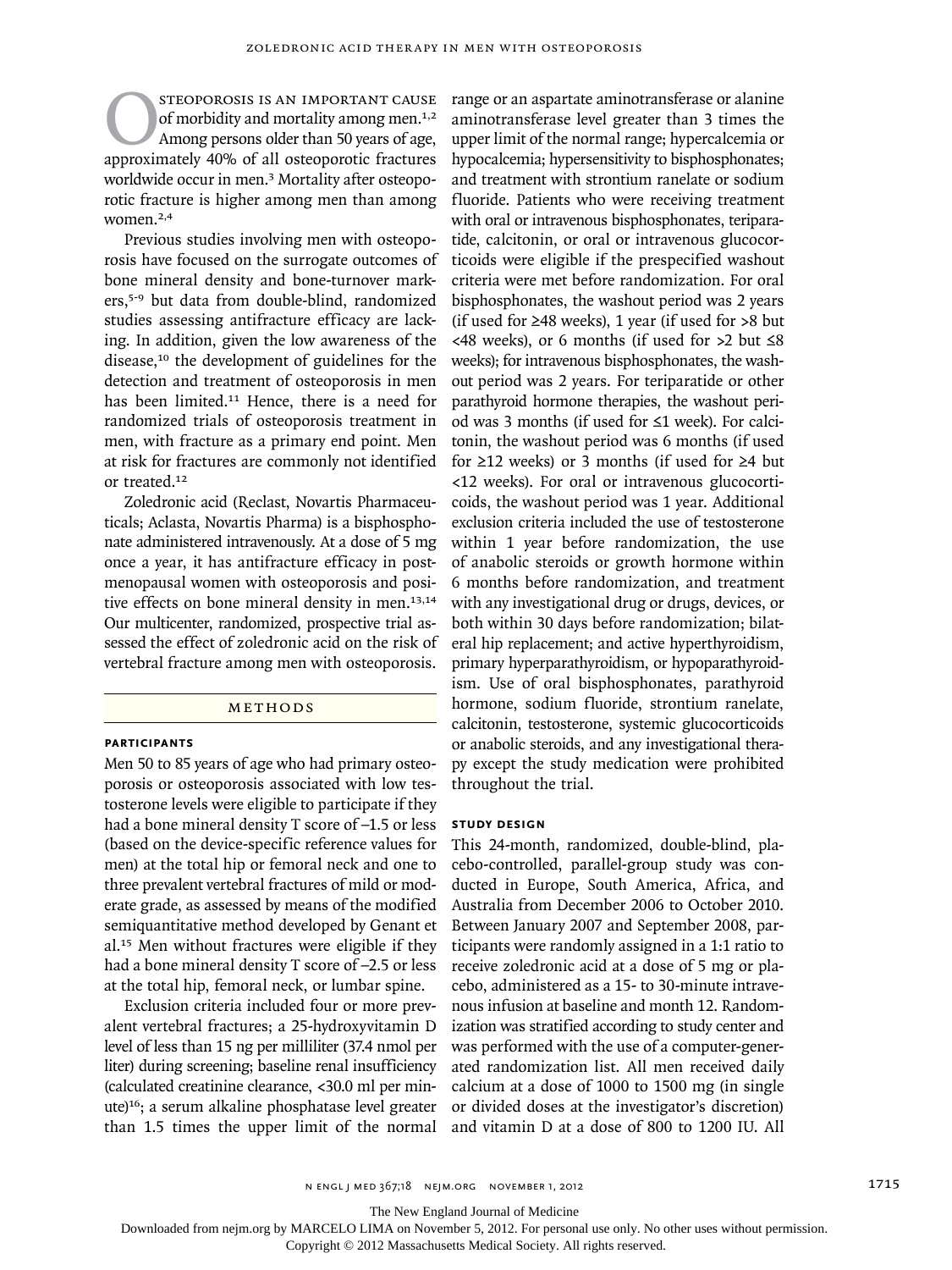Osteoporosis is an important cause of morbidity and mortality among men.[1,2] Among persons older than 50 years of age, approximately 40% of all osteoporotic fractures worldwide occur in men.[3] Mortality after osteoporotic fracture is higher among men than among women.[2,4]

Previous studies involving men with osteoporosis have focused on the surrogate outcomes of bone mineral density and bone-turnover markers,[5-9] but data from double-blind, randomized studies assessing antifracture efficacy are lacking. In addition, given the low awareness of the disease,[10] the development of guidelines for the detection and treatment of osteoporosis in men has been limited.[11] Hence, there is a need for randomized trials of osteoporosis treatment in men, with fracture as a primary end point. Men at risk for fractures are commonly not identified or treated.[12]

Zoledronic acid (Reclast, Novartis Pharmaceuticals; Aclasta, Novartis Pharma) is a bisphosphonate administered intravenously. At a dose of 5 mg once a year, it has antifracture efficacy in postmenopausal women with osteoporosis and positive effects on bone mineral density in men.[13,14] Our multicenter, randomized, prospective trial assessed the effect of zoledronic acid on the risk of vertebral fracture among men with osteoporosis.

## Methods

### Participants

Men 50 to 85 years of age who had primary osteoporosis or osteoporosis associated with low testosterone levels were eligible to participate if they had a bone mineral density T score of −1.5 or less (based on the device-specific reference values for men) at the total hip or femoral neck and one to three prevalent vertebral fractures of mild or moderate grade, as assessed by means of the modified semiquantitative method developed by Genant et al.[15] Men without fractures were eligible if they had a bone mineral density T score of −2.5 or less at the total hip, femoral neck, or lumbar spine.

Exclusion criteria included four or more prevalent vertebral fractures; a 25-hydroxyvitamin D level of less than 15 ng per milliliter (37.4 nmol per liter) during screening; baseline renal insufficiency (calculated creatinine clearance, <30.0 ml per minute)[16]; a serum alkaline phosphatase level greater than 1.5 times the upper limit of the normal range or an aspartate aminotransferase or alanine aminotransferase level greater than 3 times the upper limit of the normal range; hypercalcemia or hypocalcemia; hypersensitivity to bisphosphonates; and treatment with strontium ranelate or sodium fluoride. Patients who were receiving treatment with oral or intravenous bisphosphonates, teriparatide, calcitonin, or oral or intravenous glucocorticoids were eligible if the prespecified washout criteria were met before randomization. For oral bisphosphonates, the washout period was 2 years (if used for ≥48 weeks), 1 year (if used for >8 but <48 weeks), or 6 months (if used for >2 but ≤8 weeks); for intravenous bisphosphonates, the washout period was 2 years. For teriparatide or other parathyroid hormone therapies, the washout period was 3 months (if used for ≤1 week). For calcitonin, the washout period was 6 months (if used for ≥12 weeks) or 3 months (if used for ≥4 but <12 weeks). For oral or intravenous glucocorticoids, the washout period was 1 year. Additional exclusion criteria included the use of testosterone within 1 year before randomization, the use of anabolic steroids or growth hormone within 6 months before randomization, and treatment with any investigational drug or drugs, devices, or both within 30 days before randomization; bilateral hip replacement; and active hyperthyroidism, primary hyperparathyroidism, or hypoparathyroidism. Use of oral bisphosphonates, parathyroid hormone, sodium fluoride, strontium ranelate, calcitonin, testosterone, systemic glucocorticoids or anabolic steroids, and any investigational therapy except the study medication were prohibited throughout the trial.

### Study Design

This 24-month, randomized, double-blind, placebo-controlled, parallel-group study was conducted in Europe, South America, Africa, and Australia from December 2006 to October 2010. Between January 2007 and September 2008, participants were randomly assigned in a 1:1 ratio to receive zoledronic acid at a dose of 5 mg or placebo, administered as a 15- to 30-minute intravenous infusion at baseline and month 12. Randomization was stratified according to study center and was performed with the use of a computer-generated randomization list. All men received daily calcium at a dose of 1000 to 1500 mg (in single or divided doses at the investigator's discretion) and vitamin D at a dose of 800 to 1200 IU. All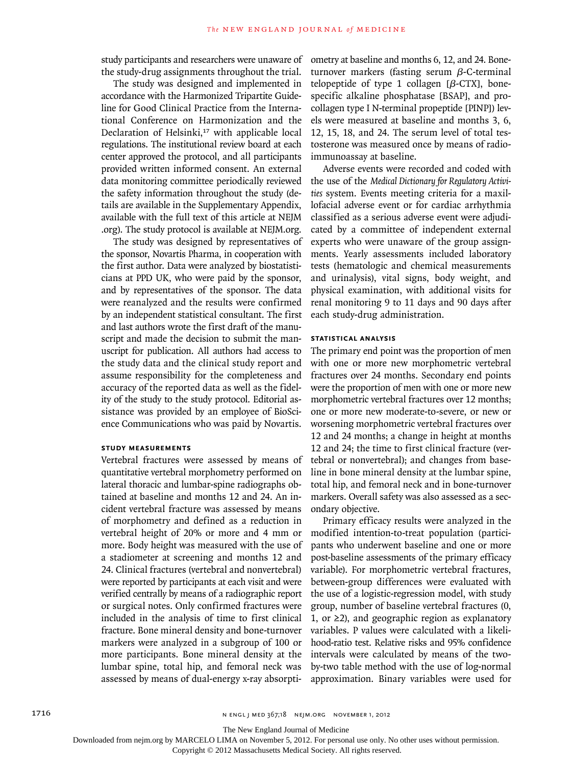study participants and researchers were unaware of the study-drug assignments throughout the trial.

The study was designed and implemented in accordance with the Harmonized Tripartite Guideline for Good Clinical Practice from the International Conference on Harmonization and the Declaration of Helsinki,[17] with applicable local regulations. The institutional review board at each center approved the protocol, and all participants provided written informed consent. An external data monitoring committee periodically reviewed the safety information throughout the study (details are available in the Supplementary Appendix, available with the full text of this article at NEJM.org). The study protocol is available at NEJM.org.

The study was designed by representatives of the sponsor, Novartis Pharma, in cooperation with the first author. Data were analyzed by biostatisticians at PPD UK, who were paid by the sponsor, and by representatives of the sponsor. The data were reanalyzed and the results were confirmed by an independent statistical consultant. The first and last authors wrote the first draft of the manuscript and made the decision to submit the manuscript for publication. All authors had access to the study data and the clinical study report and assume responsibility for the completeness and accuracy of the reported data as well as the fidelity of the study to the study protocol. Editorial assistance was provided by an employee of BioScience Communications who was paid by Novartis.

### STUDY MEASUREMENTS

Vertebral fractures were assessed by means of quantitative vertebral morphometry performed on lateral thoracic and lumbar-spine radiographs obtained at baseline and months 12 and 24. An incident vertebral fracture was assessed by means of morphometry and defined as a reduction in vertebral height of 20% or more and 4 mm or more. Body height was measured with the use of a stadiometer at screening and months 12 and 24. Clinical fractures (vertebral and nonvertebral) were reported by participants at each visit and were verified centrally by means of a radiographic report or surgical notes. Only confirmed fractures were included in the analysis of time to first clinical fracture. Bone mineral density and bone-turnover markers were analyzed in a subgroup of 100 or more participants. Bone mineral density at the lumbar spine, total hip, and femoral neck was assessed by means of dual-energy x-ray absorptiometry at baseline and months 6, 12, and 24. Bone-turnover markers (fasting serum $\beta$-C-terminal telopeptide of type 1 collagen [$\beta$-CTX], bone-specific alkaline phosphatase [BSAP], and procollagen type I N-terminal propeptide [PINP]) levels were measured at baseline and months 3, 6, 12, 15, 18, and 24. The serum level of total testosterone was measured once by means of radioimmunoassay at baseline.

Adverse events were recorded and coded with the use of the *Medical Dictionary for Regulatory Activities* system. Events meeting criteria for a maxillofacial adverse event or for cardiac arrhythmia classified as a serious adverse event were adjudicated by a committee of independent external experts who were unaware of the group assignments. Yearly assessments included laboratory tests (hematologic and chemical measurements and urinalysis), vital signs, body weight, and physical examination, with additional visits for renal monitoring 9 to 11 days and 90 days after each study-drug administration.

### STATISTICAL ANALYSIS

The primary end point was the proportion of men with one or more new morphometric vertebral fractures over 24 months. Secondary end points were the proportion of men with one or more new morphometric vertebral fractures over 12 months; one or more new moderate-to-severe, or new or worsening morphometric vertebral fractures over 12 and 24 months; a change in height at months 12 and 24; the time to first clinical fracture (vertebral or nonvertebral); and changes from baseline in bone mineral density at the lumbar spine, total hip, and femoral neck and in bone-turnover markers. Overall safety was also assessed as a secondary objective.

Primary efficacy results were analyzed in the modified intention-to-treat population (participants who underwent baseline and one or more post-baseline assessments of the primary efficacy variable). For morphometric vertebral fractures, between-group differences were evaluated with the use of a logistic-regression model, with study group, number of baseline vertebral fractures (0, 1, or ≥2), and geographic region as explanatory variables. P values were calculated with a likelihood-ratio test. Relative risks and 95% confidence intervals were calculated by means of the two-by-two table method with the use of log-normal approximation. Binary variables were used for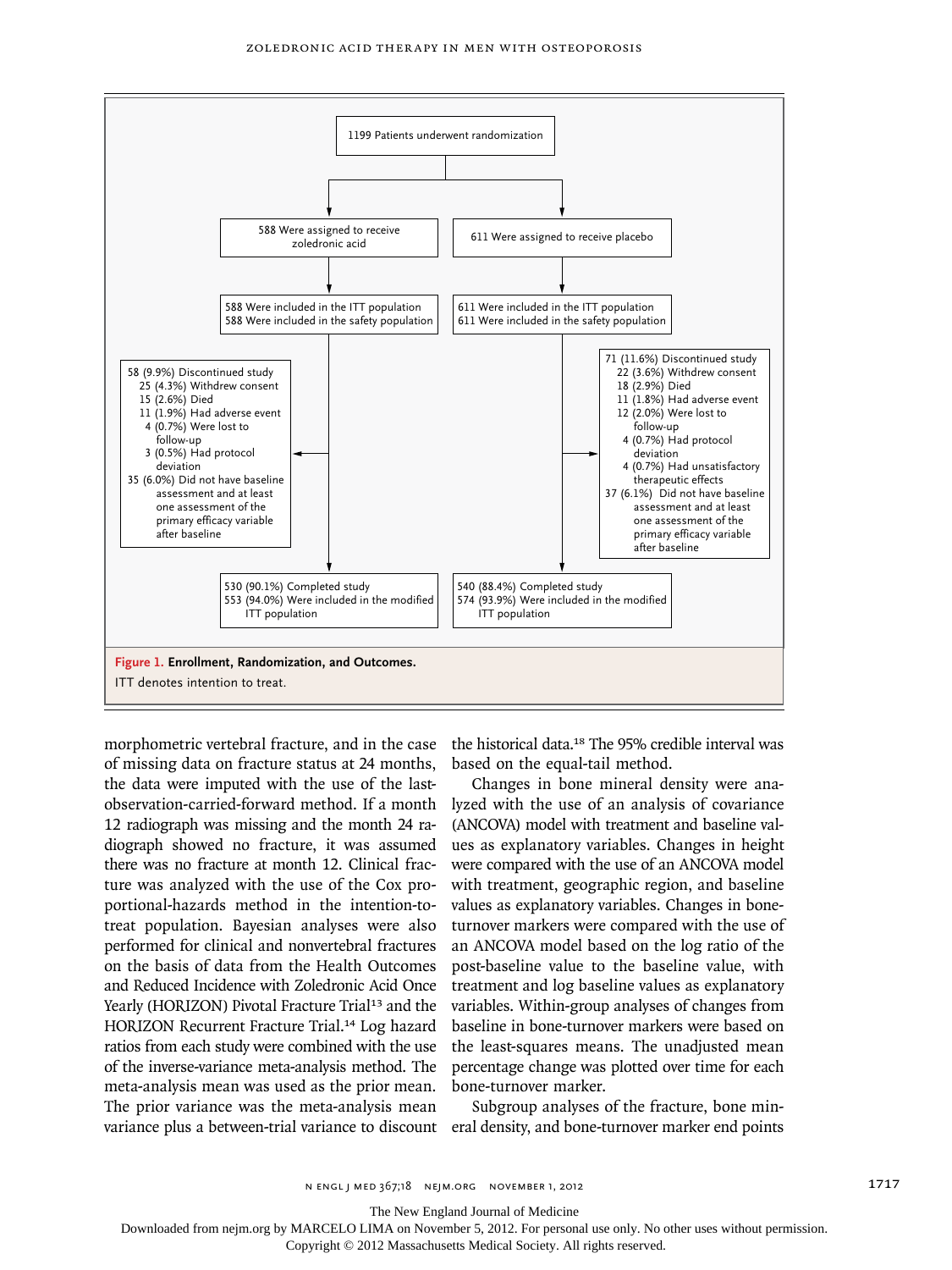1199 Patients underwent randomization

588 Were assigned to receive zoledronic acid

611 Were assigned to receive placebo

588 Were included in the ITT population
588 Were included in the safety population

611 Were included in the ITT population
611 Were included in the safety population

58 (9.9%) Discontinued study
- 25 (4.3%) Withdrew consent
- 15 (2.6%) Died
- 11 (1.9%) Had adverse event
- 4 (0.7%) Were lost to follow-up
- 3 (0.5%) Had protocol deviation

35 (6.0%) Did not have baseline assessment and at least one assessment of the primary efficacy variable after baseline

71 (11.6%) Discontinued study
- 22 (3.6%) Withdrew consent
- 18 (2.9%) Died
- 11 (1.8%) Had adverse event
- 12 (2.0%) Were lost to follow-up
- 4 (0.7%) Had protocol deviation
- 4 (0.7%) Had unsatisfactory therapeutic effects

37 (6.1%) Did not have baseline assessment and at least one assessment of the primary efficacy variable after baseline

530 (90.1%) Completed study
553 (94.0%) Were included in the modified ITT population

540 (88.4%) Completed study
574 (93.9%) Were included in the modified ITT population

**Figure 1. Enrollment, Randomization, and Outcomes.**
ITT denotes intention to treat.

morphometric vertebral fracture, and in the case of missing data on fracture status at 24 months, the data were imputed with the use of the last-observation-carried-forward method. If a month 12 radiograph was missing and the month 24 radiograph showed no fracture, it was assumed there was no fracture at month 12. Clinical fracture was analyzed with the use of the Cox proportional-hazards method in the intention-to-treat population. Bayesian analyses were also performed for clinical and nonvertebral fractures on the basis of data from the Health Outcomes and Reduced Incidence with Zoledronic Acid Once Yearly (HORIZON) Pivotal Fracture Trial[13] and the HORIZON Recurrent Fracture Trial.[14] Log hazard ratios from each study were combined with the use of the inverse-variance meta-analysis method. The meta-analysis mean was used as the prior mean. The prior variance was the meta-analysis mean variance plus a between-trial variance to discount the historical data.[18] The 95% credible interval was based on the equal-tail method.

Changes in bone mineral density were analyzed with the use of an analysis of covariance (ANCOVA) model with treatment and baseline values as explanatory variables. Changes in height were compared with the use of an ANCOVA model with treatment, geographic region, and baseline values as explanatory variables. Changes in bone-turnover markers were compared with the use of an ANCOVA model based on the log ratio of the post-baseline value to the baseline value, with treatment and log baseline values as explanatory variables. Within-group analyses of changes from baseline in bone-turnover markers were based on the least-squares means. The unadjusted mean percentage change was plotted over time for each bone-turnover marker.

Subgroup analyses of the fracture, bone mineral density, and bone-turnover marker end points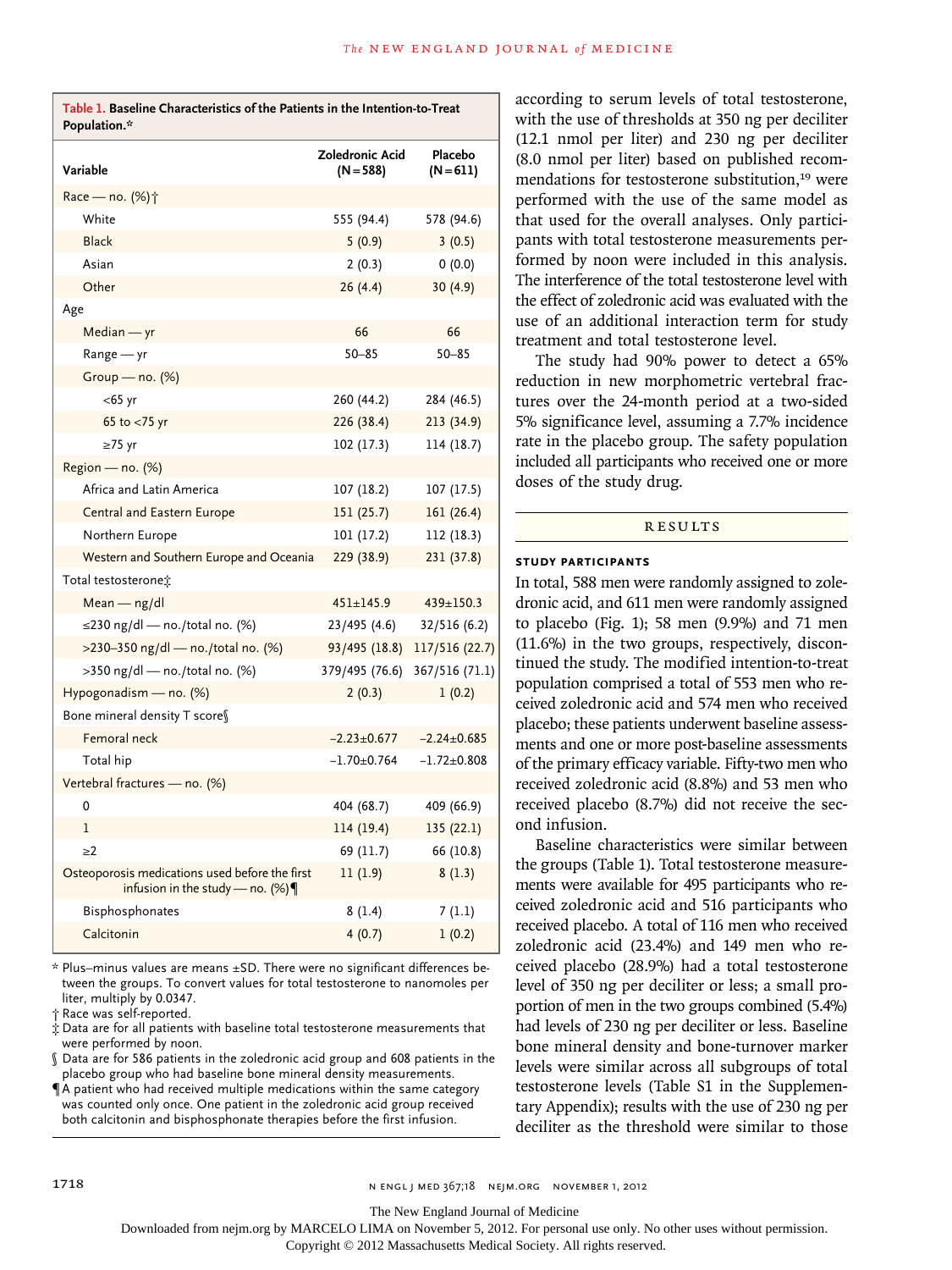**Table 1. Baseline Characteristics of the Patients in the Intention-to-Treat Population.***

| Variable | Zoledronic Acid (N=588) | Placebo (N=611) |
|---|---|---|
| Race — no. (%)† | | |
| White | 555 (94.4) | 578 (94.6) |
| Black | 5 (0.9) | 3 (0.5) |
| Asian | 2 (0.3) | 0 (0.0) |
| Other | 26 (4.4) | 30 (4.9) |
| Age | | |
| Median — yr | 66 | 66 |
| Range — yr | 50–85 | 50–85 |
| Group — no. (%) | | |
| <65 yr | 260 (44.2) | 284 (46.5) |
| 65 to <75 yr | 226 (38.4) | 213 (34.9) |
| ≥75 yr | 102 (17.3) | 114 (18.7) |
| Region — no. (%) | | |
| Africa and Latin America | 107 (18.2) | 107 (17.5) |
| Central and Eastern Europe | 151 (25.7) | 161 (26.4) |
| Northern Europe | 101 (17.2) | 112 (18.3) |
| Western and Southern Europe and Oceania | 229 (38.9) | 231 (37.8) |
| Total testosterone‡ | | |
| Mean — ng/dl | 451±145.9 | 439±150.3 |
| ≤230 ng/dl — no./total no. (%) | 23/495 (4.6) | 32/516 (6.2) |
| >230–350 ng/dl — no./total no. (%) | 93/495 (18.8) | 117/516 (22.7) |
| >350 ng/dl — no./total no. (%) | 379/495 (76.6) | 367/516 (71.1) |
| Hypogonadism — no. (%) | 2 (0.3) | 1 (0.2) |
| Bone mineral density T score§ | | |
| Femoral neck | −2.23±0.677 | −2.24±0.685 |
| Total hip | −1.70±0.764 | −1.72±0.808 |
| Vertebral fractures — no. (%) | | |
| 0 | 404 (68.7) | 409 (66.9) |
| 1 | 114 (19.4) | 135 (22.1) |
| ≥2 | 69 (11.7) | 66 (10.8) |
| Osteoporosis medications used before the first infusion in the study — no. (%)¶ | 11 (1.9) | 8 (1.3) |
| Bisphosphonates | 8 (1.4) | 7 (1.1) |
| Calcitonin | 4 (0.7) | 1 (0.2) |

\* Plus–minus values are means ±SD. There were no significant differences between the groups. To convert values for total testosterone to nanomoles per liter, multiply by 0.0347.

† Race was self-reported.

‡ Data are for all patients with baseline total testosterone measurements that were performed by noon.

§ Data are for 586 patients in the zoledronic acid group and 608 patients in the placebo group who had baseline bone mineral density measurements.

¶ A patient who had received multiple medications within the same category was counted only once. One patient in the zoledronic acid group received both calcitonin and bisphosphonate therapies before the first infusion.

according to serum levels of total testosterone, with the use of thresholds at 350 ng per deciliter (12.1 nmol per liter) and 230 ng per deciliter (8.0 nmol per liter) based on published recommendations for testosterone substitution,[19] were performed with the use of the same model as that used for the overall analyses. Only participants with total testosterone measurements performed by noon were included in this analysis. The interference of the total testosterone level with the effect of zoledronic acid was evaluated with the use of an additional interaction term for study treatment and total testosterone level.

The study had 90% power to detect a 65% reduction in new morphometric vertebral fractures over the 24-month period at a two-sided 5% significance level, assuming a 7.7% incidence rate in the placebo group. The safety population included all participants who received one or more doses of the study drug.

## RESULTS

### STUDY PARTICIPANTS

In total, 588 men were randomly assigned to zoledronic acid, and 611 men were randomly assigned to placebo (Fig. 1); 58 men (9.9%) and 71 men (11.6%) in the two groups, respectively, discontinued the study. The modified intention-to-treat population comprised a total of 553 men who received zoledronic acid and 574 men who received placebo; these patients underwent baseline assessments and one or more post-baseline assessments of the primary efficacy variable. Fifty-two men who received zoledronic acid (8.8%) and 53 men who received placebo (8.7%) did not receive the second infusion.

Baseline characteristics were similar between the groups (Table 1). Total testosterone measurements were available for 495 participants who received zoledronic acid and 516 participants who received placebo. A total of 116 men who received zoledronic acid (23.4%) and 149 men who received placebo (28.9%) had a total testosterone level of 350 ng per deciliter or less; a small proportion of men in the two groups combined (5.4%) had levels of 230 ng per deciliter or less. Baseline bone mineral density and bone-turnover marker levels were similar across all subgroups of total testosterone levels (Table S1 in the Supplementary Appendix); results with the use of 230 ng per deciliter as the threshold were similar to those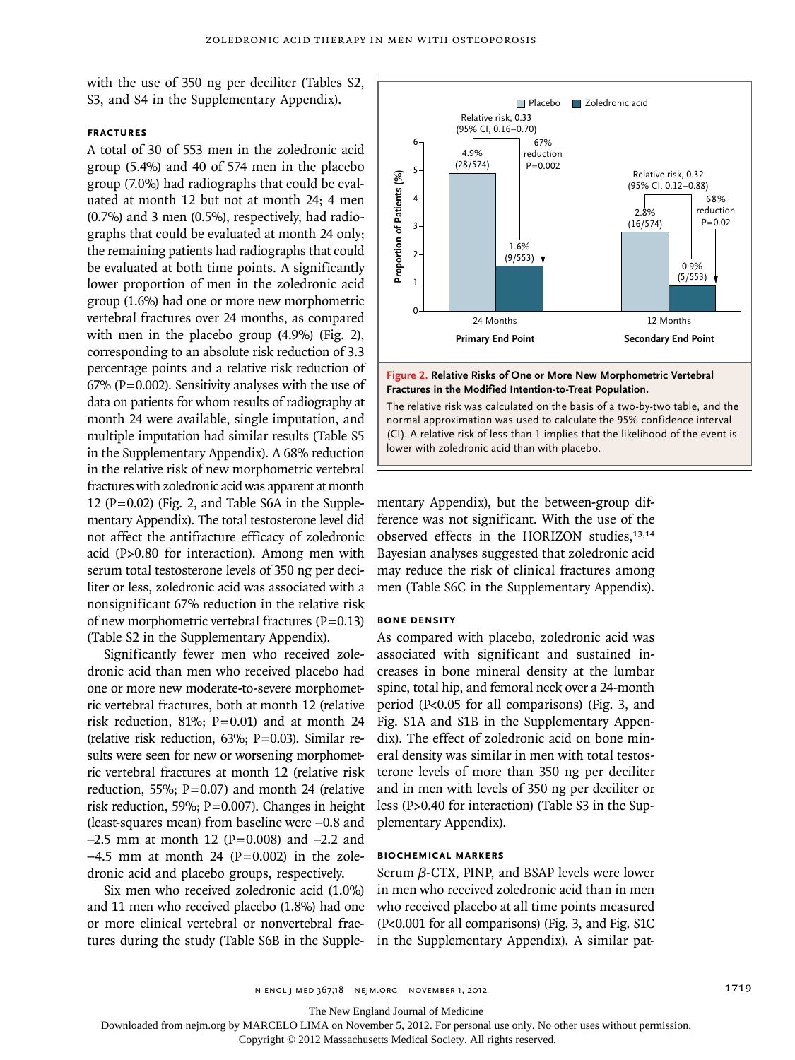with the use of 350 ng per deciliter (Tables S2, S3, and S4 in the Supplementary Appendix).

### Fractures

A total of 30 of 553 men in the zoledronic acid group (5.4%) and 40 of 574 men in the placebo group (7.0%) had radiographs that could be evaluated at month 12 but not at month 24; 4 men (0.7%) and 3 men (0.5%), respectively, had radiographs that could be evaluated at month 24 only; the remaining patients had radiographs that could be evaluated at both time points. A significantly lower proportion of men in the zoledronic acid group (1.6%) had one or more new morphometric vertebral fractures over 24 months, as compared with men in the placebo group (4.9%) (Fig. 2), corresponding to an absolute risk reduction of 3.3 percentage points and a relative risk reduction of 67% (P=0.002). Sensitivity analyses with the use of data on patients for whom results of radiography at month 24 were available, single imputation, and multiple imputation had similar results (Table S5 in the Supplementary Appendix). A 68% reduction in the relative risk of new morphometric vertebral fractures with zoledronic acid was apparent at month 12 (P=0.02) (Fig. 2, and Table S6A in the Supplementary Appendix). The total testosterone level did not affect the antifracture efficacy of zoledronic acid (P>0.80 for interaction). Among men with serum total testosterone levels of 350 ng per deciliter or less, zoledronic acid was associated with a nonsignificant 67% reduction in the relative risk of new morphometric vertebral fractures (P=0.13) (Table S2 in the Supplementary Appendix).

Significantly fewer men who received zoledronic acid than men who received placebo had one or more new moderate-to-severe morphometric vertebral fractures, both at month 12 (relative risk reduction, 81%; P=0.01) and at month 24 (relative risk reduction, 63%; P=0.03). Similar results were seen for new or worsening morphometric vertebral fractures at month 12 (relative risk reduction, 55%; P=0.07) and month 24 (relative risk reduction, 59%; P=0.007). Changes in height (least-squares mean) from baseline were −0.8 and −2.5 mm at month 12 (P=0.008) and −2.2 and −4.5 mm at month 24 (P=0.002) in the zoledronic acid and placebo groups, respectively.

Six men who received zoledronic acid (1.0%) and 11 men who received placebo (1.8%) had one or more clinical vertebral or nonvertebral fractures during the study (Table S6B in the Supplementary Appendix), but the between-group difference was not significant. With the use of the observed effects in the HORIZON studies,[13,14] Bayesian analyses suggested that zoledronic acid may reduce the risk of clinical fractures among men (Table S6C in the Supplementary Appendix).

| | Placebo | Zoledronic acid | Relative risk (95% CI) | Reduction | P value |
|---|---|---|---|---|---|
| Primary End Point: 24 Months | 4.9% (28/574) | 1.6% (9/553) | 0.33 (0.16–0.70) | 67% | P=0.002 |
| Secondary End Point: 12 Months | 2.8% (16/574) | 0.9% (5/553) | 0.32 (0.12–0.88) | 68% | P=0.02 |

**Figure 2. Relative Risks of One or More New Morphometric Vertebral Fractures in the Modified Intention-to-Treat Population.**

The relative risk was calculated on the basis of a two-by-two table, and the normal approximation was used to calculate the 95% confidence interval (CI). A relative risk of less than 1 implies that the likelihood of the event is lower with zoledronic acid than with placebo.

### Bone Density

As compared with placebo, zoledronic acid was associated with significant and sustained increases in bone mineral density at the lumbar spine, total hip, and femoral neck over a 24-month period (P<0.05 for all comparisons) (Fig. 3, and Fig. S1A and S1B in the Supplementary Appendix). The effect of zoledronic acid on bone mineral density was similar in men with total testosterone levels of more than 350 ng per deciliter and in men with levels of 350 ng per deciliter or less (P>0.40 for interaction) (Table S3 in the Supplementary Appendix).

### Biochemical Markers

Serum β-CTX, PINP, and BSAP levels were lower in men who received zoledronic acid than in men who received placebo at all time points measured (P<0.001 for all comparisons) (Fig. 3, and Fig. S1C in the Supplementary Appendix). A similar pat-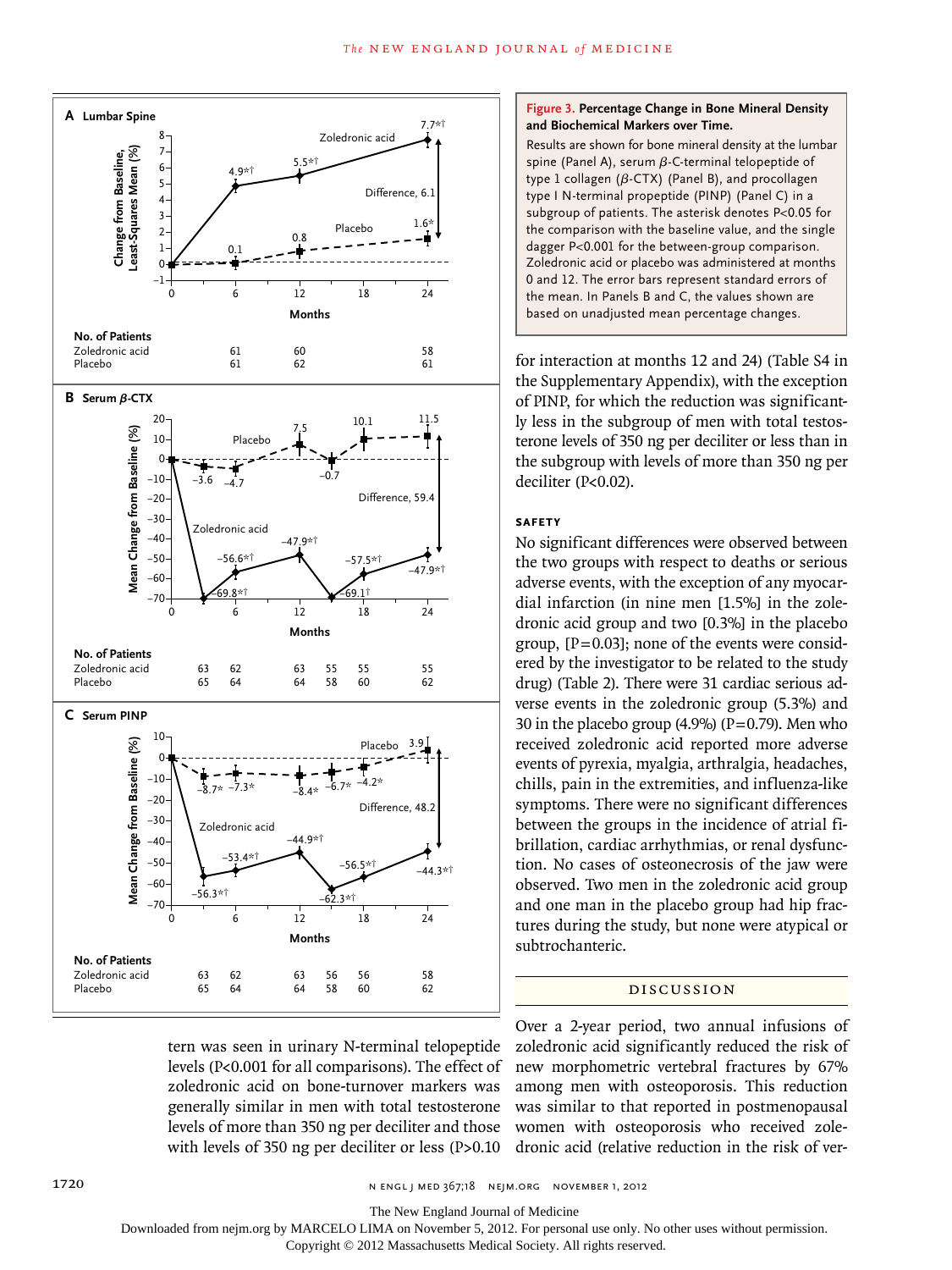**Figure 3. Percentage Change in Bone Mineral Density and Biochemical Markers over Time.**

Results are shown for bone mineral density at the lumbar spine (Panel A), serum β-C-terminal telopeptide of type 1 collagen (β-CTX) (Panel B), and procollagen type I N-terminal propeptide (PINP) (Panel C) in a subgroup of patients. The asterisk denotes P<0.05 for the comparison with the baseline value, and the single dagger P<0.001 for the between-group comparison. Zoledronic acid or placebo was administered at months 0 and 12. The error bars represent standard errors of the mean. In Panels B and C, the values shown are based on unadjusted mean percentage changes.

tern was seen in urinary N-terminal telopeptide levels (P<0.001 for all comparisons). The effect of zoledronic acid on bone-turnover markers was generally similar in men with total testosterone levels of more than 350 ng per deciliter and those with levels of 350 ng per deciliter or less (P>0.10 for interaction at months 12 and 24) (Table S4 in the Supplementary Appendix), with the exception of PINP, for which the reduction was significantly less in the subgroup of men with total testosterone levels of 350 ng per deciliter or less than in the subgroup with levels of more than 350 ng per deciliter (P<0.02).

### SAFETY

No significant differences were observed between the two groups with respect to deaths or serious adverse events, with the exception of any myocardial infarction (in nine men [1.5%] in the zoledronic acid group and two [0.3%] in the placebo group, [P=0.03]; none of the events were considered by the investigator to be related to the study drug) (Table 2). There were 31 cardiac serious adverse events in the zoledronic group (5.3%) and 30 in the placebo group (4.9%) (P=0.79). Men who received zoledronic acid reported more adverse events of pyrexia, myalgia, arthralgia, headaches, chills, pain in the extremities, and influenza-like symptoms. There were no significant differences between the groups in the incidence of atrial fibrillation, cardiac arrhythmias, or renal dysfunction. No cases of osteonecrosis of the jaw were observed. Two men in the zoledronic acid group and one man in the placebo group had hip fractures during the study, but none were atypical or subtrochanteric.

## DISCUSSION

Over a 2-year period, two annual infusions of zoledronic acid significantly reduced the risk of new morphometric vertebral fractures by 67% among men with osteoporosis. This reduction was similar to that reported in postmenopausal women with osteoporosis who received zoledronic acid (relative reduction in the risk of ver-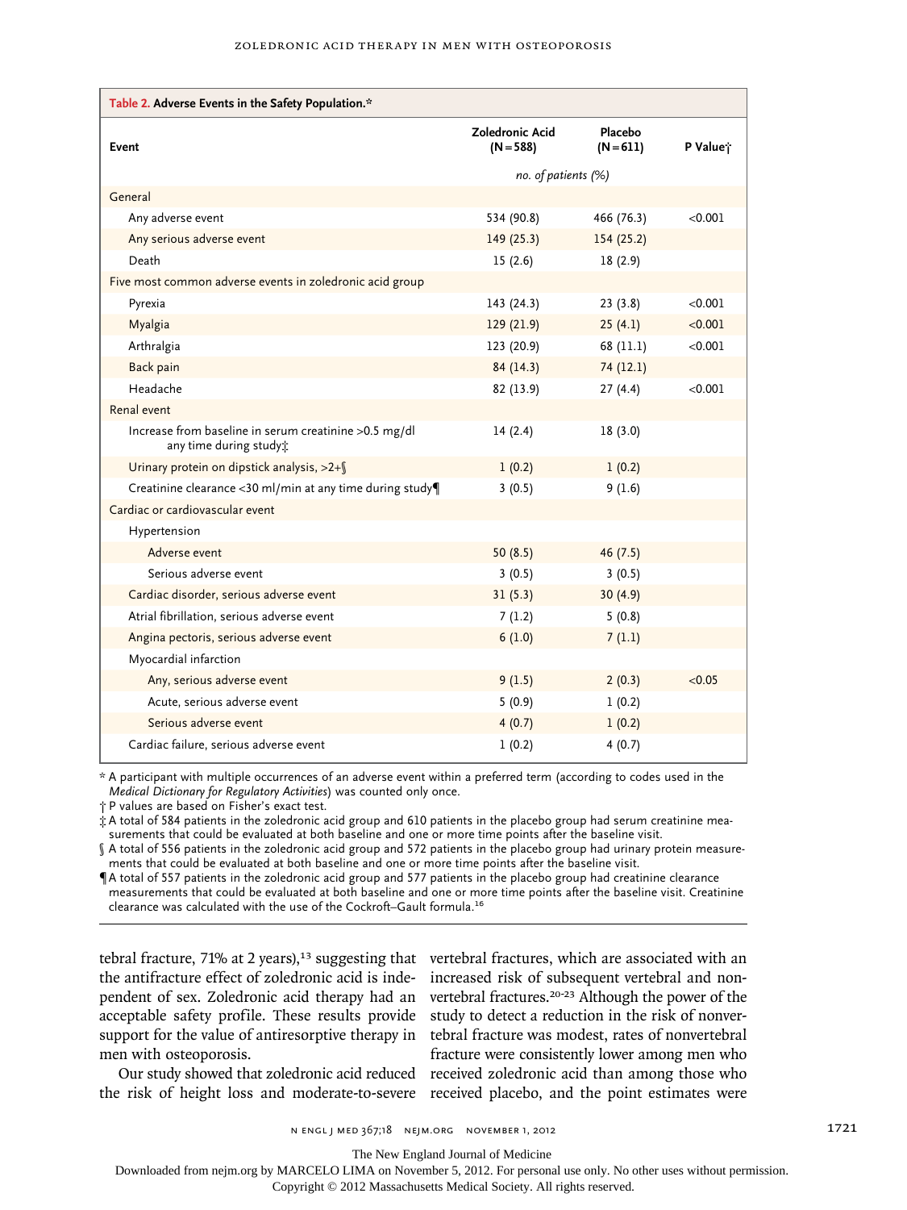**Table 2. Adverse Events in the Safety Population.***

| Event | Zoledronic Acid (N=588) | Placebo (N=611) | P Value† |
|---|---|---|---|
| | *no. of patients (%)* | | |
| **General** | | | |
| Any adverse event | 534 (90.8) | 466 (76.3) | <0.001 |
| Any serious adverse event | 149 (25.3) | 154 (25.2) | |
| Death | 15 (2.6) | 18 (2.9) | |
| **Five most common adverse events in zoledronic acid group** | | | |
| Pyrexia | 143 (24.3) | 23 (3.8) | <0.001 |
| Myalgia | 129 (21.9) | 25 (4.1) | <0.001 |
| Arthralgia | 123 (20.9) | 68 (11.1) | <0.001 |
| Back pain | 84 (14.3) | 74 (12.1) | |
| Headache | 82 (13.9) | 27 (4.4) | <0.001 |
| **Renal event** | | | |
| Increase from baseline in serum creatinine >0.5 mg/dl any time during study‡ | 14 (2.4) | 18 (3.0) | |
| Urinary protein on dipstick analysis, >2+§ | 1 (0.2) | 1 (0.2) | |
| Creatinine clearance <30 ml/min at any time during study¶ | 3 (0.5) | 9 (1.6) | |
| **Cardiac or cardiovascular event** | | | |
| Hypertension | | | |
| Adverse event | 50 (8.5) | 46 (7.5) | |
| Serious adverse event | 3 (0.5) | 3 (0.5) | |
| Cardiac disorder, serious adverse event | 31 (5.3) | 30 (4.9) | |
| Atrial fibrillation, serious adverse event | 7 (1.2) | 5 (0.8) | |
| Angina pectoris, serious adverse event | 6 (1.0) | 7 (1.1) | |
| Myocardial infarction | | | |
| Any, serious adverse event | 9 (1.5) | 2 (0.3) | <0.05 |
| Acute, serious adverse event | 5 (0.9) | 1 (0.2) | |
| Serious adverse event | 4 (0.7) | 1 (0.2) | |
| Cardiac failure, serious adverse event | 1 (0.2) | 4 (0.7) | |

\* A participant with multiple occurrences of an adverse event within a preferred term (according to codes used in the *Medical Dictionary for Regulatory Activities*) was counted only once.

† P values are based on Fisher's exact test.

‡ A total of 584 patients in the zoledronic acid group and 610 patients in the placebo group had serum creatinine measurements that could be evaluated at both baseline and one or more time points after the baseline visit.

§ A total of 556 patients in the zoledronic acid group and 572 patients in the placebo group had urinary protein measurements that could be evaluated at both baseline and one or more time points after the baseline visit.

¶ A total of 557 patients in the zoledronic acid group and 577 patients in the placebo group had creatinine clearance measurements that could be evaluated at both baseline and one or more time points after the baseline visit. Creatinine clearance was calculated with the use of the Cockroft–Gault formula.[16]

tebral fracture, 71% at 2 years),[13] suggesting that the antifracture effect of zoledronic acid is independent of sex. Zoledronic acid therapy had an acceptable safety profile. These results provide support for the value of antiresorptive therapy in men with osteoporosis.

Our study showed that zoledronic acid reduced the risk of height loss and moderate-to-severe vertebral fractures, which are associated with an increased risk of subsequent vertebral and nonvertebral fractures.[20-23] Although the power of the study to detect a reduction in the risk of nonvertebral fracture was modest, rates of nonvertebral fracture were consistently lower among men who received zoledronic acid than among those who received placebo, and the point estimates were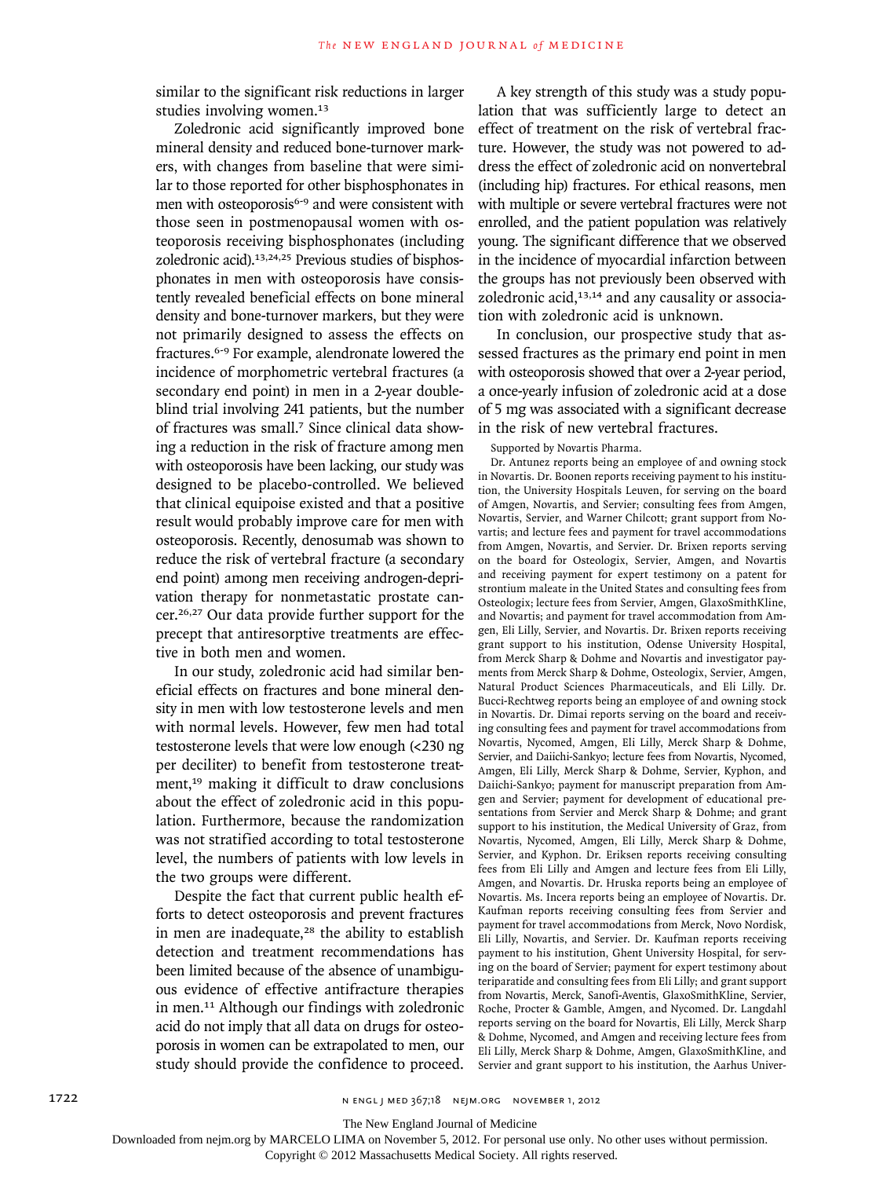similar to the significant risk reductions in larger studies involving women.[13]

Zoledronic acid significantly improved bone mineral density and reduced bone-turnover markers, with changes from baseline that were similar to those reported for other bisphosphonates in men with osteoporosis[6-9] and were consistent with those seen in postmenopausal women with osteoporosis receiving bisphosphonates (including zoledronic acid).[13,24,25] Previous studies of bisphosphonates in men with osteoporosis have consistently revealed beneficial effects on bone mineral density and bone-turnover markers, but they were not primarily designed to assess the effects on fractures.[6-9] For example, alendronate lowered the incidence of morphometric vertebral fractures (a secondary end point) in men in a 2-year double-blind trial involving 241 patients, but the number of fractures was small.[7] Since clinical data showing a reduction in the risk of fracture among men with osteoporosis have been lacking, our study was designed to be placebo-controlled. We believed that clinical equipoise existed and that a positive result would probably improve care for men with osteoporosis. Recently, denosumab was shown to reduce the risk of vertebral fracture (a secondary end point) among men receiving androgen-deprivation therapy for nonmetastatic prostate cancer.[26,27] Our data provide further support for the precept that antiresorptive treatments are effective in both men and women.

In our study, zoledronic acid had similar beneficial effects on fractures and bone mineral density in men with low testosterone levels and men with normal levels. However, few men had total testosterone levels that were low enough (<230 ng per deciliter) to benefit from testosterone treatment,[19] making it difficult to draw conclusions about the effect of zoledronic acid in this population. Furthermore, because the randomization was not stratified according to total testosterone level, the numbers of patients with low levels in the two groups were different.

Despite the fact that current public health efforts to detect osteoporosis and prevent fractures in men are inadequate,[28] the ability to establish detection and treatment recommendations has been limited because of the absence of unambiguous evidence of effective antifracture therapies in men.[11] Although our findings with zoledronic acid do not imply that all data on drugs for osteoporosis in women can be extrapolated to men, our study should provide the confidence to proceed.

A key strength of this study was a study population that was sufficiently large to detect an effect of treatment on the risk of vertebral fracture. However, the study was not powered to address the effect of zoledronic acid on nonvertebral (including hip) fractures. For ethical reasons, men with multiple or severe vertebral fractures were not enrolled, and the patient population was relatively young. The significant difference that we observed in the incidence of myocardial infarction between the groups has not previously been observed with zoledronic acid,[13,14] and any causality or association with zoledronic acid is unknown.

In conclusion, our prospective study that assessed fractures as the primary end point in men with osteoporosis showed that over a 2-year period, a once-yearly infusion of zoledronic acid at a dose of 5 mg was associated with a significant decrease in the risk of new vertebral fractures.

Supported by Novartis Pharma.

Dr. Antunez reports being an employee of and owning stock in Novartis. Dr. Boonen reports receiving payment to his institution, the University Hospitals Leuven, for serving on the board of Amgen, Novartis, and Servier; consulting fees from Amgen, Novartis, Servier, and Warner Chilcott; grant support from Novartis; and lecture fees and payment for travel accommodations from Amgen, Novartis, and Servier. Dr. Brixen reports serving on the board for Osteologix, Servier, Amgen, and Novartis and receiving payment for expert testimony on a patent for strontium maleate in the United States and consulting fees from Osteologix; lecture fees from Servier, Amgen, GlaxoSmithKline, and Novartis; and payment for travel accommodation from Amgen, Eli Lilly, Servier, and Novartis. Dr. Brixen reports receiving grant support to his institution, Odense University Hospital, from Merck Sharp & Dohme and Novartis and investigator payments from Merck Sharp & Dohme, Osteologix, Servier, Amgen, Natural Product Sciences Pharmaceuticals, and Eli Lilly. Dr. Bucci-Rechtweg reports being an employee of and owning stock in Novartis. Dr. Dimai reports serving on the board and receiving consulting fees and payment for travel accommodations from Novartis, Nycomed, Amgen, Eli Lilly, Merck Sharp & Dohme, Servier, and Daiichi-Sankyo; lecture fees from Novartis, Nycomed, Amgen, Eli Lilly, Merck Sharp & Dohme, Servier, Kyphon, and Daiichi-Sankyo; payment for manuscript preparation from Amgen and Servier; payment for development of educational presentations from Servier and Merck Sharp & Dohme; and grant support to his institution, the Medical University of Graz, from Novartis, Nycomed, Amgen, Eli Lilly, Merck Sharp & Dohme, Servier, and Kyphon. Dr. Eriksen reports receiving consulting fees from Eli Lilly and Amgen and lecture fees from Eli Lilly, Amgen, and Novartis. Dr. Hruska reports being an employee of Novartis. Ms. Incera reports being an employee of Novartis. Dr. Kaufman reports receiving consulting fees from Servier and payment for travel accommodations from Merck, Novo Nordisk, Eli Lilly, Novartis, and Servier. Dr. Kaufman reports receiving payment to his institution, Ghent University Hospital, for serving on the board of Servier; payment for expert testimony about teriparatide and consulting fees from Eli Lilly; and grant support from Novartis, Merck, Sanofi-Aventis, GlaxoSmithKline, Servier, Roche, Procter & Gamble, Amgen, and Nycomed. Dr. Langdahl reports serving on the board for Novartis, Eli Lilly, Merck Sharp & Dohme, Nycomed, and Amgen and receiving lecture fees from Eli Lilly, Merck Sharp & Dohme, Amgen, GlaxoSmithKline, and Servier and grant support to his institution, the Aarhus Univer-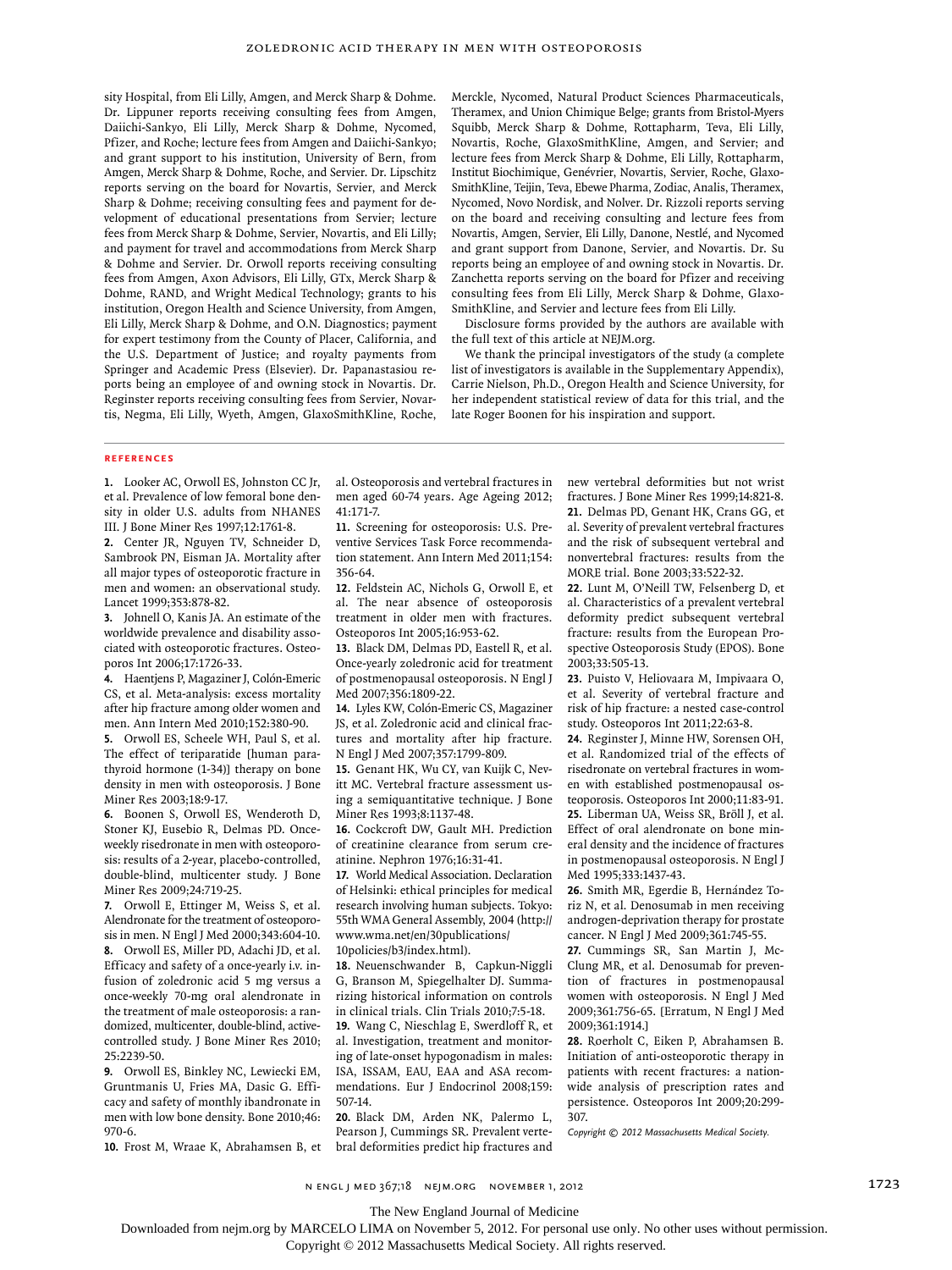sity Hospital, from Eli Lilly, Amgen, and Merck Sharp & Dohme. Dr. Lippuner reports receiving consulting fees from Amgen, Daiichi-Sankyo, Eli Lilly, Merck Sharp & Dohme, Nycomed, Pfizer, and Roche; lecture fees from Amgen and Daiichi-Sankyo; and grant support to his institution, University of Bern, from Amgen, Merck Sharp & Dohme, Roche, and Servier. Dr. Lipschitz reports serving on the board for Novartis, Servier, and Merck Sharp & Dohme; receiving consulting fees and payment for development of educational presentations from Servier; lecture fees from Merck Sharp & Dohme, Servier, Novartis, and Eli Lilly; and payment for travel and accommodations from Merck Sharp & Dohme and Servier. Dr. Orwoll reports receiving consulting fees from Amgen, Axon Advisors, Eli Lilly, GTx, Merck Sharp & Dohme, RAND, and Wright Medical Technology; grants to his institution, Oregon Health and Science University, from Amgen, Eli Lilly, Merck Sharp & Dohme, and O.N. Diagnostics; payment for expert testimony from the County of Placer, California, and the U.S. Department of Justice; and royalty payments from Springer and Academic Press (Elsevier). Dr. Papanastasiou reports being an employee of and owning stock in Novartis. Dr. Reginster reports receiving consulting fees from Servier, Novartis, Negma, Eli Lilly, Wyeth, Amgen, GlaxoSmithKline, Roche, Merckle, Nycomed, Natural Product Sciences Pharmaceuticals, Theramex, and Union Chimique Belge; grants from Bristol-Myers Squibb, Merck Sharp & Dohme, Rottapharm, Teva, Eli Lilly, Novartis, Roche, GlaxoSmithKline, Amgen, and Servier; and lecture fees from Merck Sharp & Dohme, Eli Lilly, Rottapharm, Institut Biochimique, Genévrier, Novartis, Servier, Roche, GlaxoSmithKline, Teijin, Teva, Ebewe Pharma, Zodiac, Analis, Theramex, Nycomed, Novo Nordisk, and Nolver. Dr. Rizzoli reports serving on the board and receiving consulting and lecture fees from Novartis, Amgen, Servier, Eli Lilly, Danone, Nestlé, and Nycomed and grant support from Danone, Servier, and Novartis. Dr. Su reports being an employee of and owning stock in Novartis. Dr. Zanchetta reports serving on the board for Pfizer and receiving consulting fees from Eli Lilly, Merck Sharp & Dohme, GlaxoSmithKline, and Servier and lecture fees from Eli Lilly.

Disclosure forms provided by the authors are available with the full text of this article at NEJM.org.

We thank the principal investigators of the study (a complete list of investigators is available in the Supplementary Appendix), Carrie Nielson, Ph.D., Oregon Health and Science University, for her independent statistical review of data for this trial, and the late Roger Boonen for his inspiration and support.

## References

1. Looker AC, Orwoll ES, Johnston CC Jr, et al. Prevalence of low femoral bone density in older U.S. adults from NHANES III. J Bone Miner Res 1997;12:1761-8.
2. Center JR, Nguyen TV, Schneider D, Sambrook PN, Eisman JA. Mortality after all major types of osteoporotic fracture in men and women: an observational study. Lancet 1999;353:878-82.
3. Johnell O, Kanis JA. An estimate of the worldwide prevalence and disability associated with osteoporotic fractures. Osteoporos Int 2006;17:1726-33.
4. Haentjens P, Magaziner J, Colón-Emeric CS, et al. Meta-analysis: excess mortality after hip fracture among older women and men. Ann Intern Med 2010;152:380-90.
5. Orwoll ES, Scheele WH, Paul S, et al. The effect of teriparatide [human parathyroid hormone (1-34)] therapy on bone density in men with osteoporosis. J Bone Miner Res 2003;18:9-17.
6. Boonen S, Orwoll ES, Wenderoth D, Stoner KJ, Eusebio R, Delmas PD. Once-weekly risedronate in men with osteoporosis: results of a 2-year, placebo-controlled, double-blind, multicenter study. J Bone Miner Res 2009;24:719-25.
7. Orwoll E, Ettinger M, Weiss S, et al. Alendronate for the treatment of osteoporosis in men. N Engl J Med 2000;343:604-10.
8. Orwoll ES, Miller PD, Adachi JD, et al. Efficacy and safety of a once-yearly i.v. infusion of zoledronic acid 5 mg versus a once-weekly 70-mg oral alendronate in the treatment of male osteoporosis: a randomized, multicenter, double-blind, active-controlled study. J Bone Miner Res 2010; 25:2239-50.
9. Orwoll ES, Binkley NC, Lewiecki EM, Gruntmanis U, Fries MA, Dasic G. Efficacy and safety of monthly ibandronate in men with low bone density. Bone 2010;46: 970-6.
10. Frost M, Wraae K, Abrahamsen B, et al. Osteoporosis and vertebral fractures in men aged 60-74 years. Age Ageing 2012; 41:171-7.
11. Screening for osteoporosis: U.S. Preventive Services Task Force recommendation statement. Ann Intern Med 2011;154: 356-64.
12. Feldstein AC, Nichols G, Orwoll E, et al. The near absence of osteoporosis treatment in older men with fractures. Osteoporos Int 2005;16:953-62.
13. Black DM, Delmas PD, Eastell R, et al. Once-yearly zoledronic acid for treatment of postmenopausal osteoporosis. N Engl J Med 2007;356:1809-22.
14. Lyles KW, Colón-Emeric CS, Magaziner JS, et al. Zoledronic acid and clinical fractures and mortality after hip fracture. N Engl J Med 2007;357:1799-809.
15. Genant HK, Wu CY, van Kuijk C, Nevitt MC. Vertebral fracture assessment using a semiquantitative technique. J Bone Miner Res 1993;8:1137-48.
16. Cockcroft DW, Gault MH. Prediction of creatinine clearance from serum creatinine. Nephron 1976;16:31-41.
17. World Medical Association. Declaration of Helsinki: ethical principles for medical research involving human subjects. Tokyo: 55th WMA General Assembly, 2004 (http://www.wma.net/en/30publications/10policies/b3/index.html).
18. Neuenschwander B, Capkun-Niggli G, Branson M, Spiegelhalter DJ. Summarizing historical information on controls in clinical trials. Clin Trials 2010;7:5-18.
19. Wang C, Nieschlag E, Swerdloff R, et al. Investigation, treatment and monitoring of late-onset hypogonadism in males: ISA, ISSAM, EAU, EAA and ASA recommendations. Eur J Endocrinol 2008;159: 507-14.
20. Black DM, Arden NK, Palermo L, Pearson J, Cummings SR. Prevalent vertebral deformities predict hip fractures and new vertebral deformities but not wrist fractures. J Bone Miner Res 1999;14:821-8.
21. Delmas PD, Genant HK, Crans GG, et al. Severity of prevalent vertebral fractures and the risk of subsequent vertebral and nonvertebral fractures: results from the MORE trial. Bone 2003;33:522-32.
22. Lunt M, O'Neill TW, Felsenberg D, et al. Characteristics of a prevalent vertebral deformity predict subsequent vertebral fracture: results from the European Prospective Osteoporosis Study (EPOS). Bone 2003;33:505-13.
23. Puisto V, Heliovaara M, Impivaara O, et al. Severity of vertebral fracture and risk of hip fracture: a nested case-control study. Osteoporos Int 2011;22:63-8.
24. Reginster J, Minne HW, Sorensen OH, et al. Randomized trial of the effects of risedronate on vertebral fractures in women with established postmenopausal osteoporosis. Osteoporos Int 2000;11:83-91.
25. Liberman UA, Weiss SR, Bröll J, et al. Effect of oral alendronate on bone mineral density and the incidence of fractures in postmenopausal osteoporosis. N Engl J Med 1995;333:1437-43.
26. Smith MR, Egerdie B, Hernández Toriz N, et al. Denosumab in men receiving androgen-deprivation therapy for prostate cancer. N Engl J Med 2009;361:745-55.
27. Cummings SR, San Martin J, McClung MR, et al. Denosumab for prevention of fractures in postmenopausal women with osteoporosis. N Engl J Med 2009;361:756-65. [Erratum, N Engl J Med 2009;361:1914.]
28. Roerholt C, Eiken P, Abrahamsen B. Initiation of anti-osteoporotic therapy in patients with recent fractures: a nationwide analysis of prescription rates and persistence. Osteoporos Int 2009;20:299-307.

*Copyright © 2012 Massachusetts Medical Society.*